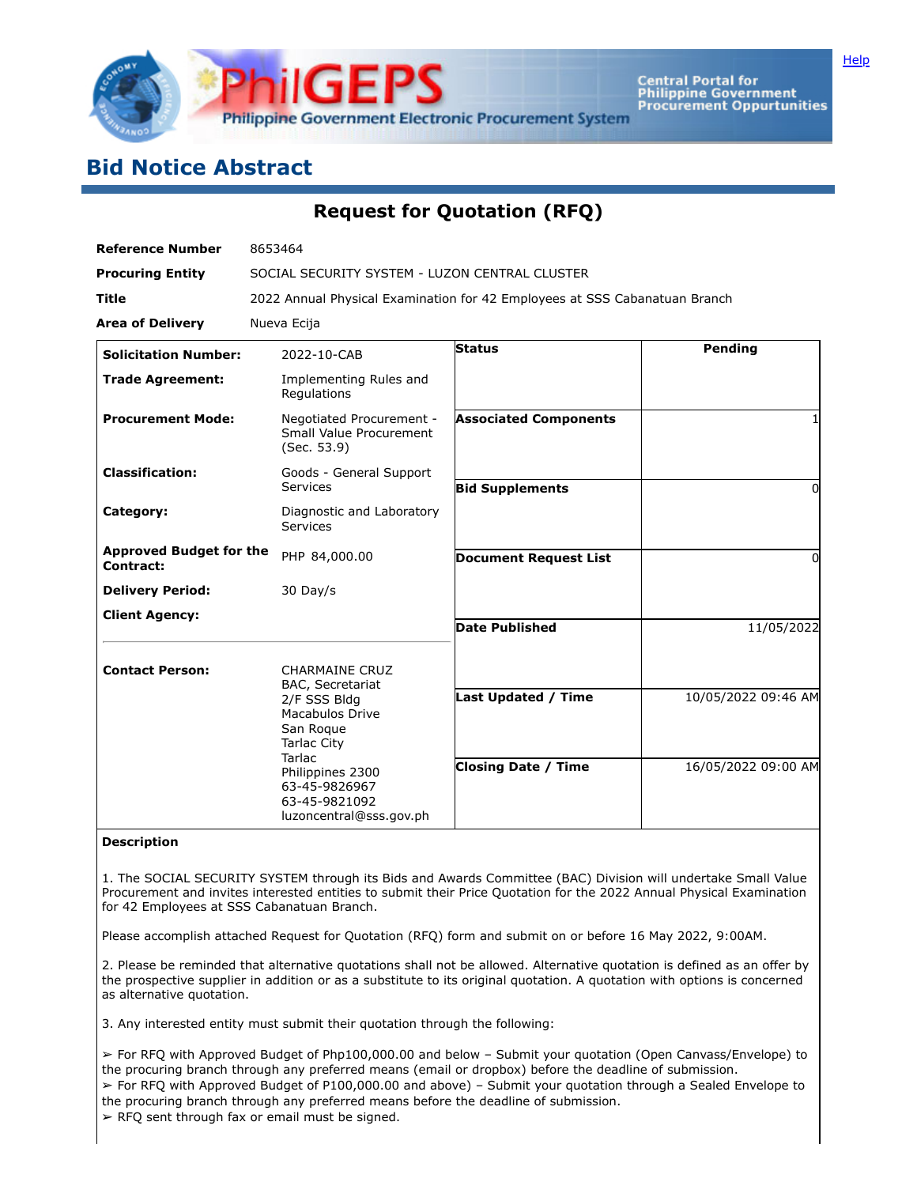# Bid Notice Abstract

## Request for Quotation (RFQ)

| | |
|---|---|
| **Reference Number** | 8653464 |
| **Procuring Entity** | SOCIAL SECURITY SYSTEM - LUZON CENTRAL CLUSTER |
| **Title** | 2022 Annual Physical Examination for 42 Employees at SSS Cabanatuan Branch |
| **Area of Delivery** | Nueva Ecija |

| | |
|---|---|
| **Solicitation Number:** | 2022-10-CAB |
| **Trade Agreement:** | Implementing Rules and Regulations |
| **Procurement Mode:** | Negotiated Procurement - Small Value Procurement (Sec. 53.9) |
| **Classification:** | Goods - General Support Services |
| **Category:** | Diagnostic and Laboratory Services |
| **Approved Budget for the Contract:** | PHP 84,000.00 |
| **Delivery Period:** | 30 Day/s |
| **Client Agency:** | |
| **Contact Person:** | CHARMAINE CRUZ<br>BAC, Secretariat<br>2/F SSS Bldg<br>Macabulos Drive<br>San Roque<br>Tarlac City<br>Tarlac<br>Philippines 2300<br>63-45-9826967<br>63-45-9821092<br>luzoncentral@sss.gov.ph |

| | |
|---|---|
| **Status** | Pending |
| **Associated Components** | 1 |
| **Bid Supplements** | 0 |
| **Document Request List** | 0 |
| **Date Published** | 11/05/2022 |
| **Last Updated / Time** | 10/05/2022 09:46 AM |
| **Closing Date / Time** | 16/05/2022 09:00 AM |

**Description**

1. The SOCIAL SECURITY SYSTEM through its Bids and Awards Committee (BAC) Division will undertake Small Value Procurement and invites interested entities to submit their Price Quotation for the 2022 Annual Physical Examination for 42 Employees at SSS Cabanatuan Branch.

Please accomplish attached Request for Quotation (RFQ) form and submit on or before 16 May 2022, 9:00AM.

2. Please be reminded that alternative quotations shall not be allowed. Alternative quotation is defined as an offer by the prospective supplier in addition or as a substitute to its original quotation. A quotation with options is concerned as alternative quotation.

3. Any interested entity must submit their quotation through the following:

➢ For RFQ with Approved Budget of Php100,000.00 and below – Submit your quotation (Open Canvass/Envelope) to the procuring branch through any preferred means (email or dropbox) before the deadline of submission.
➢ For RFQ with Approved Budget of P100,000.00 and above) – Submit your quotation through a Sealed Envelope to the procuring branch through any preferred means before the deadline of submission.
➢ RFQ sent through fax or email must be signed.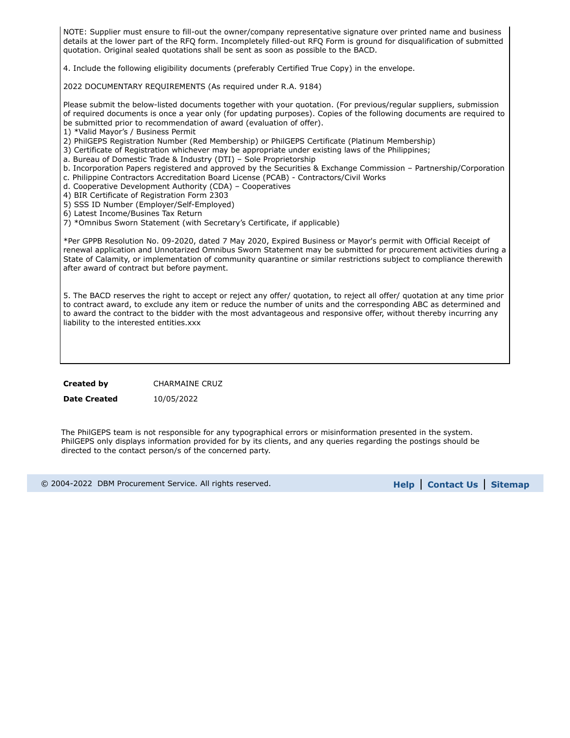NOTE: Supplier must ensure to fill-out the owner/company representative signature over printed name and business details at the lower part of the RFQ form. Incompletely filled-out RFQ Form is ground for disqualification of submitted quotation. Original sealed quotations shall be sent as soon as possible to the BACD.

4. Include the following eligibility documents (preferably Certified True Copy) in the envelope.

2022 DOCUMENTARY REQUIREMENTS (As required under R.A. 9184)

Please submit the below-listed documents together with your quotation. (For previous/regular suppliers, submission of required documents is once a year only (for updating purposes). Copies of the following documents are required to be submitted prior to recommendation of award (evaluation of offer).
1) *Valid Mayor's / Business Permit
2) PhilGEPS Registration Number (Red Membership) or PhilGEPS Certificate (Platinum Membership)
3) Certificate of Registration whichever may be appropriate under existing laws of the Philippines;
a. Bureau of Domestic Trade & Industry (DTI) – Sole Proprietorship
b. Incorporation Papers registered and approved by the Securities & Exchange Commission – Partnership/Corporation
c. Philippine Contractors Accreditation Board License (PCAB) - Contractors/Civil Works
d. Cooperative Development Authority (CDA) – Cooperatives
4) BIR Certificate of Registration Form 2303
5) SSS ID Number (Employer/Self-Employed)
6) Latest Income/Busines Tax Return
7) *Omnibus Sworn Statement (with Secretary's Certificate, if applicable)

*Per GPPB Resolution No. 09-2020, dated 7 May 2020, Expired Business or Mayor's permit with Official Receipt of renewal application and Unnotarized Omnibus Sworn Statement may be submitted for procurement activities during a State of Calamity, or implementation of community quarantine or similar restrictions subject to compliance therewith after award of contract but before payment.

5. The BACD reserves the right to accept or reject any offer/ quotation, to reject all offer/ quotation at any time prior to contract award, to exclude any item or reduce the number of units and the corresponding ABC as determined and to award the contract to the bidder with the most advantageous and responsive offer, without thereby incurring any liability to the interested entities.xxx

| | |
|---|---|
| **Created by** | CHARMAINE CRUZ |
| **Date Created** | 10/05/2022 |

The PhilGEPS team is not responsible for any typographical errors or misinformation presented in the system. PhilGEPS only displays information provided for by its clients, and any queries regarding the postings should be directed to the contact person/s of the concerned party.

© 2004-2022 DBM Procurement Service. All rights reserved.

**Help** | **Contact Us** | **Sitemap**